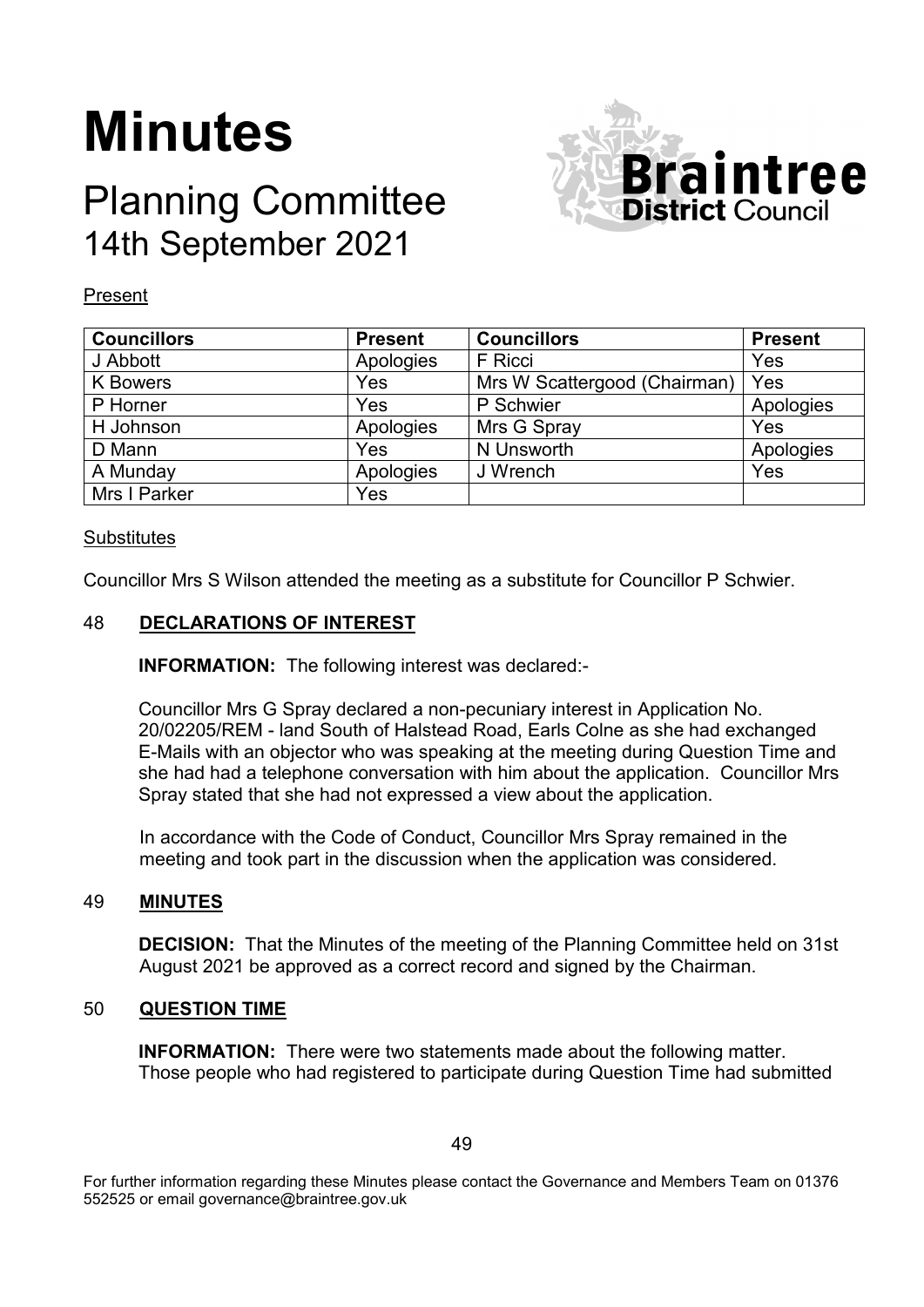# Minutes

## Planning Committee
## 14th September 2021

Present

| Councillors | Present | Councillors | Present |
|---|---|---|---|
| J Abbott | Apologies | F Ricci | Yes |
| K Bowers | Yes | Mrs W Scattergood (Chairman) | Yes |
| P Horner | Yes | P Schwier | Apologies |
| H Johnson | Apologies | Mrs G Spray | Yes |
| D Mann | Yes | N Unsworth | Apologies |
| A Munday | Apologies | J Wrench | Yes |
| Mrs I Parker | Yes | | |

Substitutes

Councillor Mrs S Wilson attended the meeting as a substitute for Councillor P Schwier.

### 48 DECLARATIONS OF INTEREST

**INFORMATION:** The following interest was declared:-

Councillor Mrs G Spray declared a non-pecuniary interest in Application No. 20/02205/REM - land South of Halstead Road, Earls Colne as she had exchanged E-Mails with an objector who was speaking at the meeting during Question Time and she had had a telephone conversation with him about the application. Councillor Mrs Spray stated that she had not expressed a view about the application.

In accordance with the Code of Conduct, Councillor Mrs Spray remained in the meeting and took part in the discussion when the application was considered.

### 49 MINUTES

**DECISION:** That the Minutes of the meeting of the Planning Committee held on 31st August 2021 be approved as a correct record and signed by the Chairman.

### 50 QUESTION TIME

**INFORMATION:** There were two statements made about the following matter. Those people who had registered to participate during Question Time had submitted

For further information regarding these Minutes please contact the Governance and Members Team on 01376 552525 or email governance@braintree.gov.uk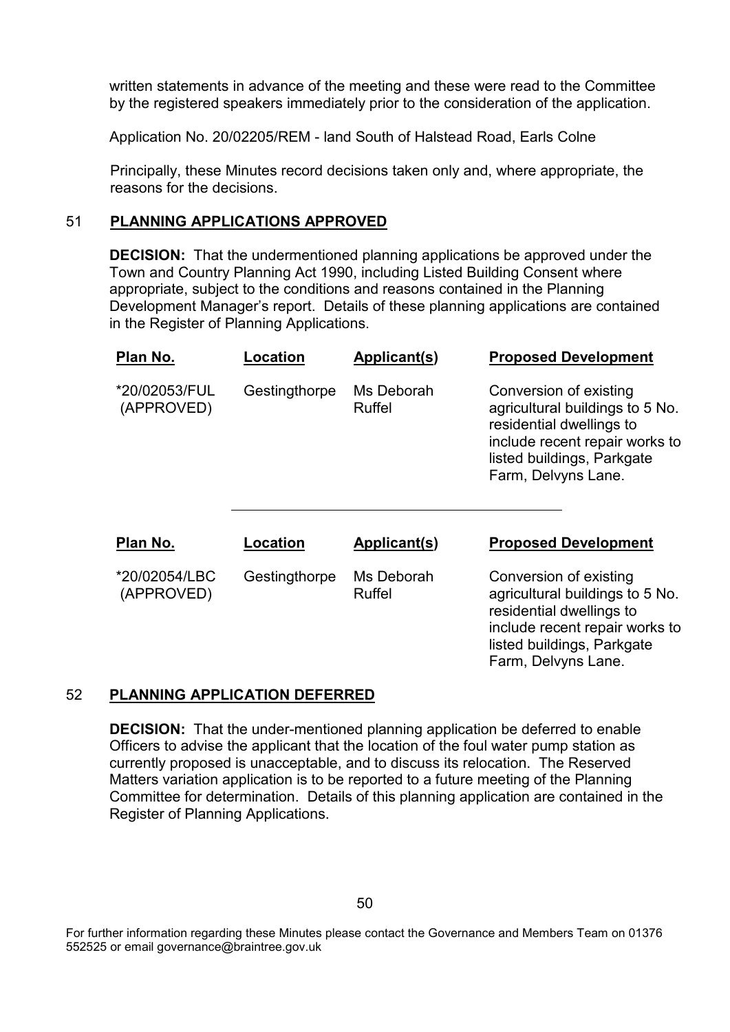written statements in advance of the meeting and these were read to the Committee by the registered speakers immediately prior to the consideration of the application.

Application No. 20/02205/REM - land South of Halstead Road, Earls Colne

Principally, these Minutes record decisions taken only and, where appropriate, the reasons for the decisions.

## 51 **PLANNING APPLICATIONS APPROVED**

**DECISION:** That the undermentioned planning applications be approved under the Town and Country Planning Act 1990, including Listed Building Consent where appropriate, subject to the conditions and reasons contained in the Planning Development Manager's report. Details of these planning applications are contained in the Register of Planning Applications.

| Plan No. | Location | Applicant(s) | Proposed Development |
|---|---|---|---|
| *20/02053/FUL (APPROVED) | Gestingthorpe | Ms Deborah Ruffel | Conversion of existing agricultural buildings to 5 No. residential dwellings to include recent repair works to listed buildings, Parkgate Farm, Delvyns Lane. |

---

| Plan No. | Location | Applicant(s) | Proposed Development |
|---|---|---|---|
| *20/02054/LBC (APPROVED) | Gestingthorpe | Ms Deborah Ruffel | Conversion of existing agricultural buildings to 5 No. residential dwellings to include recent repair works to listed buildings, Parkgate Farm, Delvyns Lane. |

## 52 **PLANNING APPLICATION DEFERRED**

**DECISION:** That the under-mentioned planning application be deferred to enable Officers to advise the applicant that the location of the foul water pump station as currently proposed is unacceptable, and to discuss its relocation. The Reserved Matters variation application is to be reported to a future meeting of the Planning Committee for determination. Details of this planning application are contained in the Register of Planning Applications.

For further information regarding these Minutes please contact the Governance and Members Team on 01376 552525 or email governance@braintree.gov.uk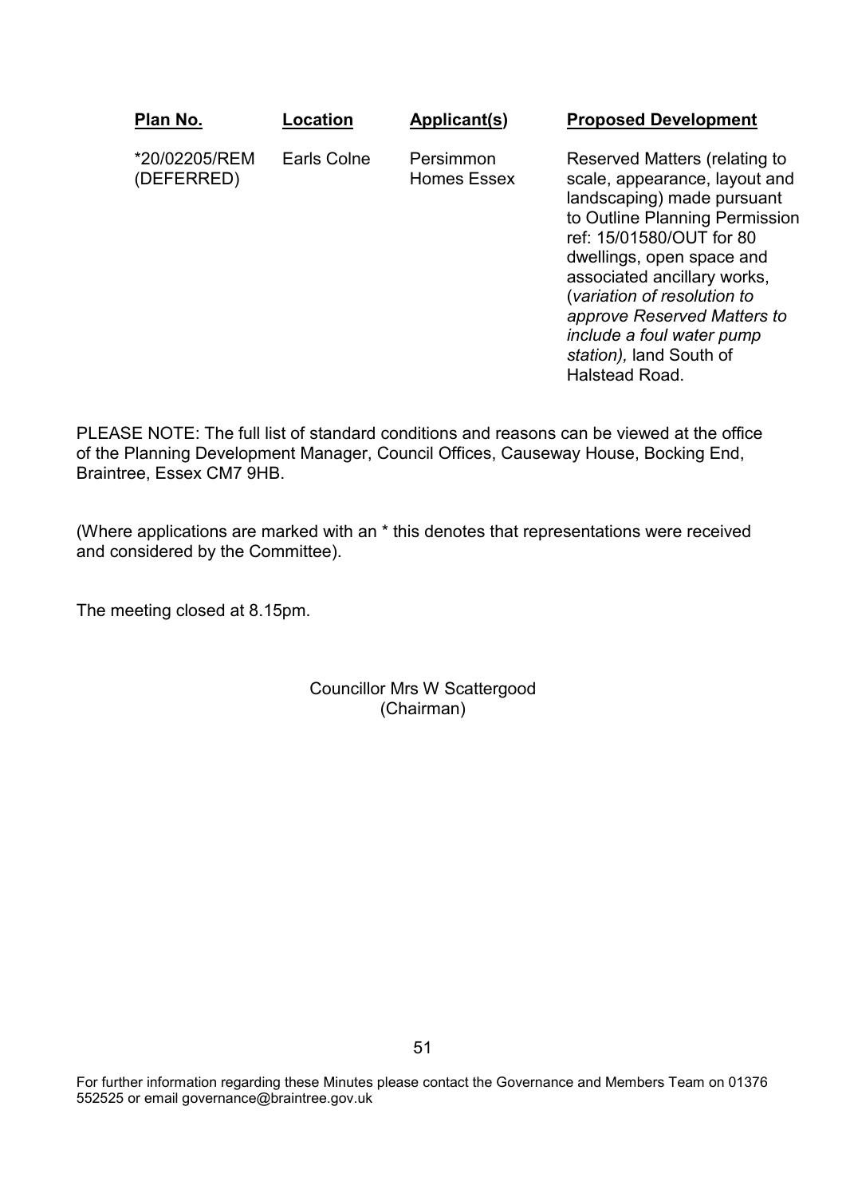| Plan No. | Location | Applicant(s) | Proposed Development |
|---|---|---|---|
| *20/02205/REM (DEFERRED) | Earls Colne | Persimmon Homes Essex | Reserved Matters (relating to scale, appearance, layout and landscaping) made pursuant to Outline Planning Permission ref: 15/01580/OUT for 80 dwellings, open space and associated ancillary works, (*variation of resolution to approve Reserved Matters to include a foul water pump station),* land South of Halstead Road. |

PLEASE NOTE: The full list of standard conditions and reasons can be viewed at the office of the Planning Development Manager, Council Offices, Causeway House, Bocking End, Braintree, Essex CM7 9HB.

(Where applications are marked with an * this denotes that representations were received and considered by the Committee).

The meeting closed at 8.15pm.

Councillor Mrs W Scattergood
(Chairman)

For further information regarding these Minutes please contact the Governance and Members Team on 01376 552525 or email governance@braintree.gov.uk